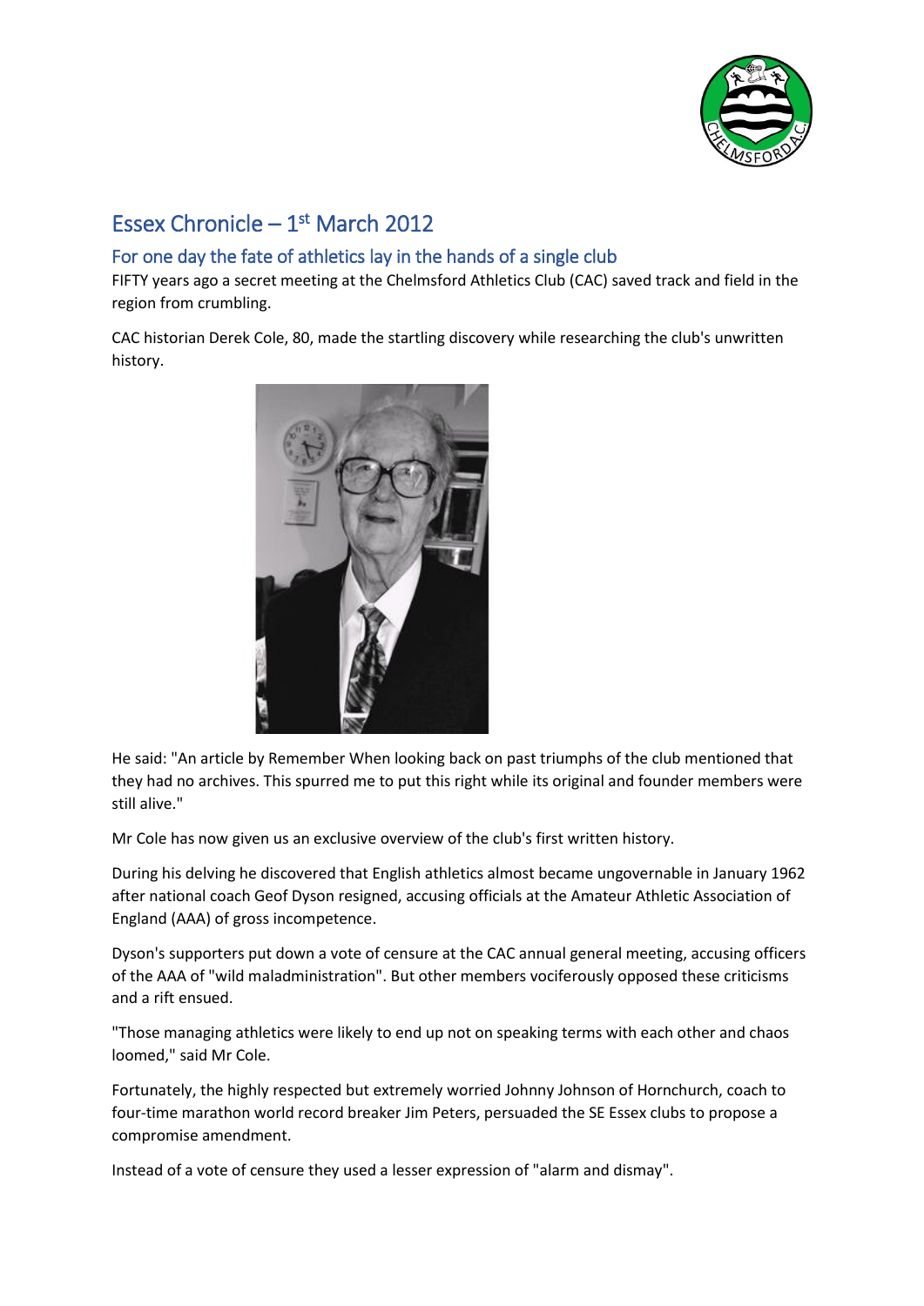# Essex Chronicle – 1st March 2012

## For one day the fate of athletics lay in the hands of a single club

FIFTY years ago a secret meeting at the Chelmsford Athletics Club (CAC) saved track and field in the region from crumbling.

CAC historian Derek Cole, 80, made the startling discovery while researching the club's unwritten history.

He said: "An article by Remember When looking back on past triumphs of the club mentioned that they had no archives. This spurred me to put this right while its original and founder members were still alive."

Mr Cole has now given us an exclusive overview of the club's first written history.

During his delving he discovered that English athletics almost became ungovernable in January 1962 after national coach Geof Dyson resigned, accusing officials at the Amateur Athletic Association of England (AAA) of gross incompetence.

Dyson's supporters put down a vote of censure at the CAC annual general meeting, accusing officers of the AAA of "wild maladministration". But other members vociferously opposed these criticisms and a rift ensued.

"Those managing athletics were likely to end up not on speaking terms with each other and chaos loomed," said Mr Cole.

Fortunately, the highly respected but extremely worried Johnny Johnson of Hornchurch, coach to four-time marathon world record breaker Jim Peters, persuaded the SE Essex clubs to propose a compromise amendment.

Instead of a vote of censure they used a lesser expression of "alarm and dismay".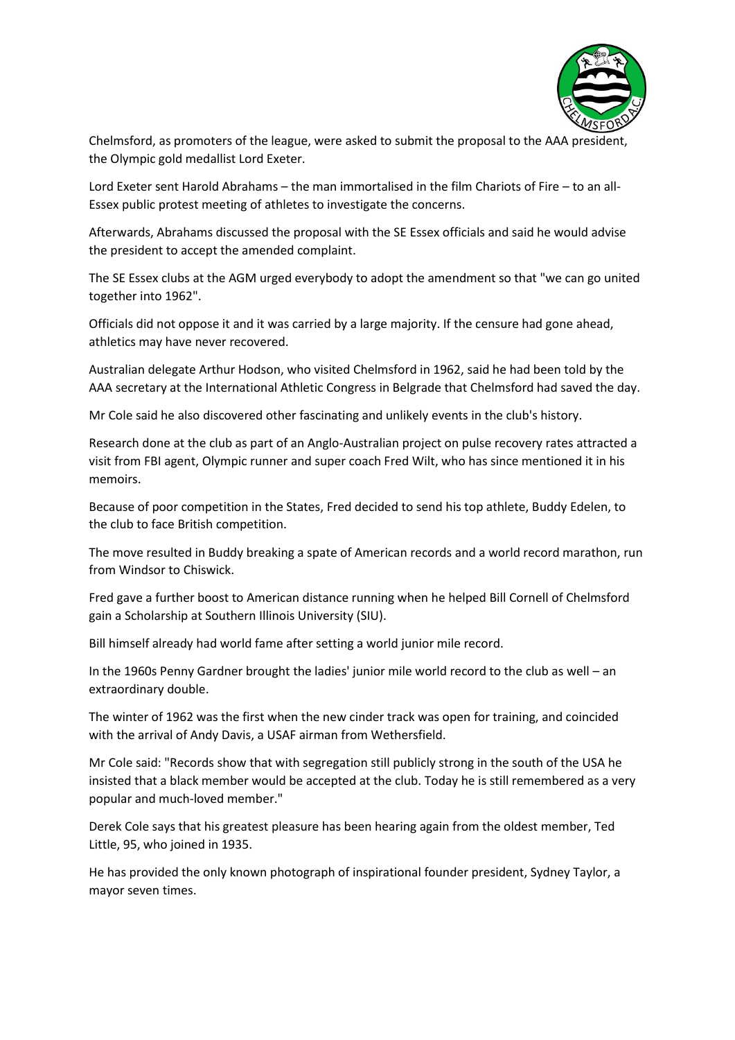Chelmsford, as promoters of the league, were asked to submit the proposal to the AAA president, the Olympic gold medallist Lord Exeter.

Lord Exeter sent Harold Abrahams – the man immortalised in the film Chariots of Fire – to an all-Essex public protest meeting of athletes to investigate the concerns.

Afterwards, Abrahams discussed the proposal with the SE Essex officials and said he would advise the president to accept the amended complaint.

The SE Essex clubs at the AGM urged everybody to adopt the amendment so that "we can go united together into 1962".

Officials did not oppose it and it was carried by a large majority. If the censure had gone ahead, athletics may have never recovered.

Australian delegate Arthur Hodson, who visited Chelmsford in 1962, said he had been told by the AAA secretary at the International Athletic Congress in Belgrade that Chelmsford had saved the day.

Mr Cole said he also discovered other fascinating and unlikely events in the club's history.

Research done at the club as part of an Anglo-Australian project on pulse recovery rates attracted a visit from FBI agent, Olympic runner and super coach Fred Wilt, who has since mentioned it in his memoirs.

Because of poor competition in the States, Fred decided to send his top athlete, Buddy Edelen, to the club to face British competition.

The move resulted in Buddy breaking a spate of American records and a world record marathon, run from Windsor to Chiswick.

Fred gave a further boost to American distance running when he helped Bill Cornell of Chelmsford gain a Scholarship at Southern Illinois University (SIU).

Bill himself already had world fame after setting a world junior mile record.

In the 1960s Penny Gardner brought the ladies' junior mile world record to the club as well – an extraordinary double.

The winter of 1962 was the first when the new cinder track was open for training, and coincided with the arrival of Andy Davis, a USAF airman from Wethersfield.

Mr Cole said: "Records show that with segregation still publicly strong in the south of the USA he insisted that a black member would be accepted at the club. Today he is still remembered as a very popular and much-loved member."

Derek Cole says that his greatest pleasure has been hearing again from the oldest member, Ted Little, 95, who joined in 1935.

He has provided the only known photograph of inspirational founder president, Sydney Taylor, a mayor seven times.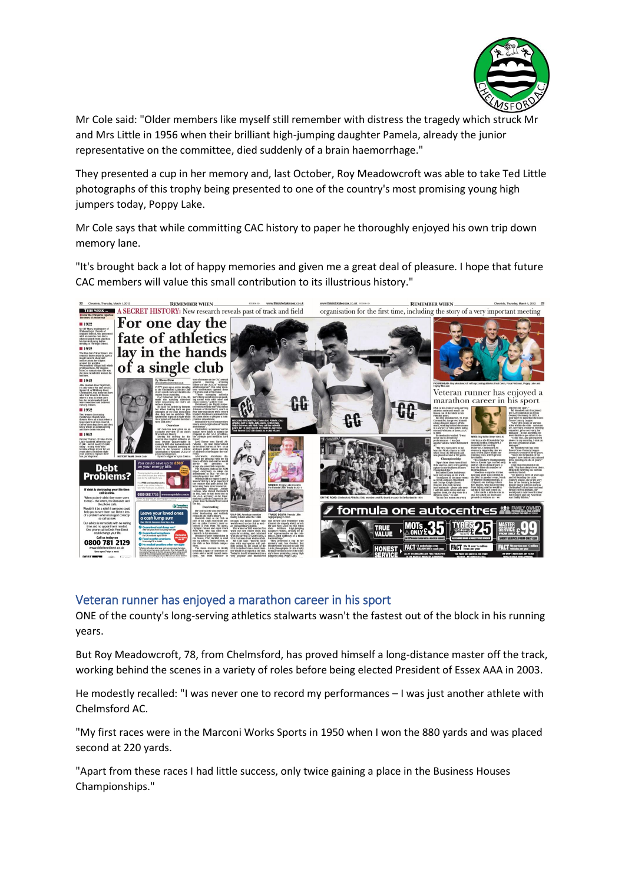Mr Cole said: "Older members like myself still remember with distress the tragedy which struck Mr and Mrs Little in 1956 when their brilliant high-jumping daughter Pamela, already the junior representative on the committee, died suddenly of a brain haemorrhage."

They presented a cup in her memory and, last October, Roy Meadowcroft was able to take Ted Little photographs of this trophy being presented to one of the country's most promising young high jumpers today, Poppy Lake.

Mr Cole says that while committing CAC history to paper he thoroughly enjoyed his own trip down memory lane.

"It's brought back a lot of happy memories and given me a great deal of pleasure. I hope that future CAC members will value this small contribution to its illustrious history."

## Veteran runner has enjoyed a marathon career in his sport

ONE of the county's long-serving athletics stalwarts wasn't the fastest out of the block in his running years.

But Roy Meadowcroft, 78, from Chelmsford, has proved himself a long-distance master off the track, working behind the scenes in a variety of roles before being elected President of Essex AAA in 2003.

He modestly recalled: "I was never one to record my performances – I was just another athlete with Chelmsford AC.

"My first races were in the Marconi Works Sports in 1950 when I won the 880 yards and was placed second at 220 yards.

"Apart from these races I had little success, only twice gaining a place in the Business Houses Championships."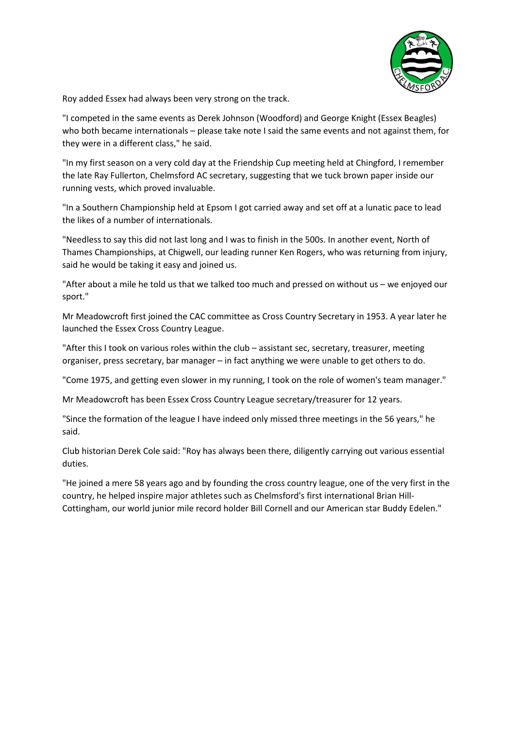Roy added Essex had always been very strong on the track.

"I competed in the same events as Derek Johnson (Woodford) and George Knight (Essex Beagles) who both became internationals – please take note I said the same events and not against them, for they were in a different class," he said.

"In my first season on a very cold day at the Friendship Cup meeting held at Chingford, I remember the late Ray Fullerton, Chelmsford AC secretary, suggesting that we tuck brown paper inside our running vests, which proved invaluable.

"In a Southern Championship held at Epsom I got carried away and set off at a lunatic pace to lead the likes of a number of internationals.

"Needless to say this did not last long and I was to finish in the 500s. In another event, North of Thames Championships, at Chigwell, our leading runner Ken Rogers, who was returning from injury, said he would be taking it easy and joined us.

"After about a mile he told us that we talked too much and pressed on without us – we enjoyed our sport."

Mr Meadowcroft first joined the CAC committee as Cross Country Secretary in 1953. A year later he launched the Essex Cross Country League.

"After this I took on various roles within the club – assistant sec, secretary, treasurer, meeting organiser, press secretary, bar manager – in fact anything we were unable to get others to do.

"Come 1975, and getting even slower in my running, I took on the role of women's team manager."

Mr Meadowcroft has been Essex Cross Country League secretary/treasurer for 12 years.

"Since the formation of the league I have indeed only missed three meetings in the 56 years," he said.

Club historian Derek Cole said: "Roy has always been there, diligently carrying out various essential duties.

"He joined a mere 58 years ago and by founding the cross country league, one of the very first in the country, he helped inspire major athletes such as Chelmsford's first international Brian Hill-Cottingham, our world junior mile record holder Bill Cornell and our American star Buddy Edelen."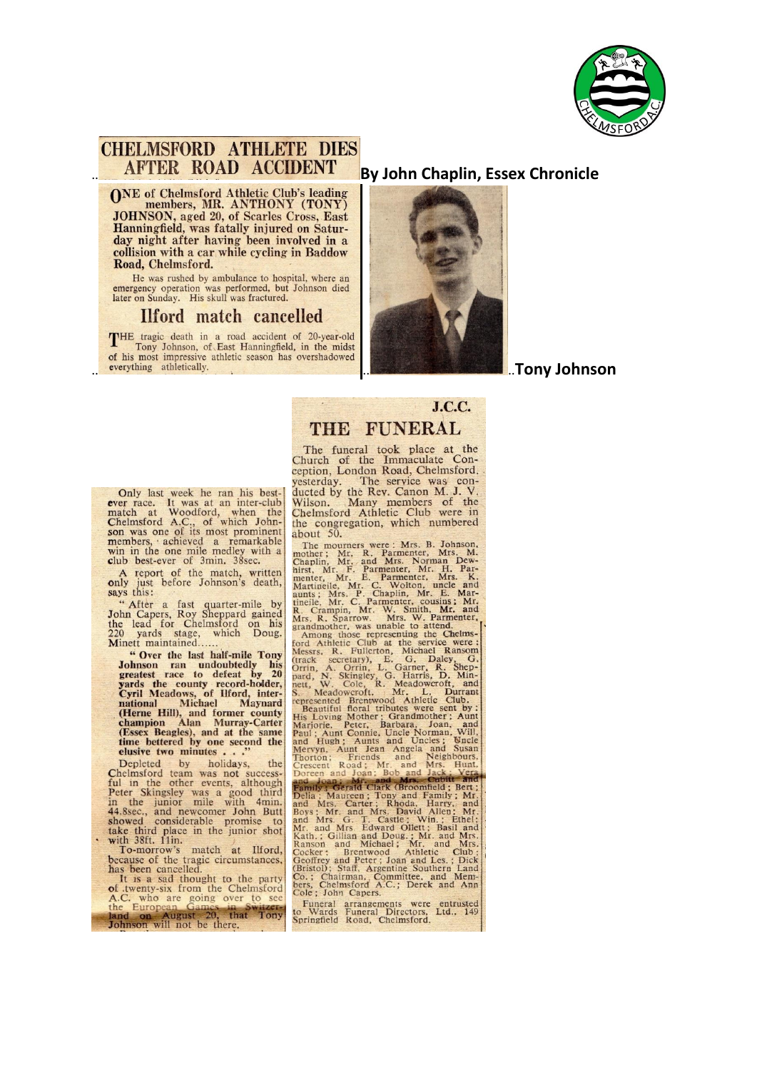# CHELMSFORD ATHLETE DIES AFTER ROAD ACCIDENT

**By John Chaplin, Essex Chronicle**

ONE of Chelmsford Athletic Club's leading members, MR. ANTHONY (TONY) JOHNSON, aged 20, of Scarles Cross, East Hanningfield, was fatally injured on Saturday night after having been involved in a collision with a car while cycling in Baddow Road, Chelmsford.

He was rushed by ambulance to hospital, where an emergency operation was performed, but Johnson died later on Sunday. His skull was fractured.

## Ilford match cancelled

THE tragic death in a road accident of 20-year-old Tony Johnson, of East Hanningfield, in the midst of his most impressive athletic season has overshadowed everything athletically.

**Tony Johnson**

Only last week he ran his best-ever race. It was at an inter-club match at Woodford, when the Chelmsford A.C., of which Johnson was one of its most prominent members, achieved a remarkable win in the one mile medley with a club best-ever of 3min. 38sec.

A report of the match, written only just before Johnson's death, says this:

"After a fast quarter-mile by John Capers, Roy Sheppard gained the lead for Chelmsford on his 220 yards stage, which Doug. Minett maintained......

**"Over the last half-mile Tony Johnson ran undoubtedly his greatest race to defeat by 20 yards the county record-holder, Cyril Meadows, of Ilford, international Michael Maynard (Herne Hill), and former county champion Alan Murray-Carter (Essex Beagles), and at the same time bettered by one second the elusive two minutes . . ."**

Depleted by holidays, the Chelmsford team was not successful in the other events, although Peter Skingsley was a good third in the junior mile with 4min. 44.8sec., and newcomer John Butt showed considerable promise to take third place in the junior shot with 38ft. 11in.

To-morrow's match at Ilford, because of the tragic circumstances, has been cancelled.

It is a sad thought to the party of twenty-six from the Chelmsford A.C. who are going over to see the European Games in Switzerland on August 20, that Tony Johnson will not be there.

J.C.C.

## THE FUNERAL

The funeral took place at the Church of the Immaculate Conception, London Road, Chelmsford, yesterday. The service was conducted by the Rev. Canon M. J. V. Wilson. Many members of the Chelmsford Athletic Club were in the congregation, which numbered about 50.

The mourners were: Mrs. B. Johnson, mother; Mr. R. Parmenter, Mrs. M. Chaplin, Mr. and Mrs. Norman Dewhirst, Mr. F. Parmenter, Mr. H. Parmenter, Mr. E. Parmenter, Mrs. K. Martineile, Mr. C. Wolton, uncle and aunts; Mrs. P. Chaplin, Mr. E. Martineile, Mr. C. Parmenter, cousins; Mr. R. Crampin, Mr. W. Smith, Mr. and Mrs. R. Sparrow. Mrs. W. Parmenter, grandmother, was unable to attend.

Among those representing the Chelmsford Athletic Club at the service were: Messrs. R. Fullerton, Michael Ransom (track secretary), E. G. Daley, G. Orrin, A. Orrin, L. Garner, R. Sheppard, N. Skingley, G. Harris, D. Minnett, W. Cole, R. Meadowcroft, and S. Meadowcroft. Mr. L. Durrant represented Brentwood Athletic Club.

Beautiful floral tributes were sent by: His Loving Mother; Grandmother; Aunt Marjorie. Peter, Barbara, Joan, and Paul; Aunt Connie, Uncle Norman, Will, and Hugh; Aunts and Uncles; Uncle Mervyn, Aunt Jean Angela and Susan Thorton; Friends and Neighbours, Crescent Road; Mr. and Mrs. Hunt, Doreen and Joan; Bob and Jack; Vera and Joan; Mr. and Mrs. Cubitt and Family; Gerald Clark (Broomfield); Bert; Delia; Maureen; Tony and Family; Mr. and Mrs. Carter; Rhoda, Harry, and Boys; Mr. and Mrs. David Allen; Mr. and Mrs. G. T. Castle; Win.; Ethel; Mr. and Mrs Edward Ollett; Basil and Kath.; Gillian and Doug.; Mr. and Mrs. Ranson and Michael; Mr. and Mrs. Cocker; Brentwood Athletic Club; Geoffrey and Peter; Joan and Les.; Dick (Bristol); Staff, Argentine Southern Land Co.; Chairman, Committee, and Members, Chelmsford A.C.; Derek and Ann Cole; John Capers.

Funeral arrangements were entrusted to Wards Funeral Directors, Ltd., 149 Springfield Road, Chelmsford.